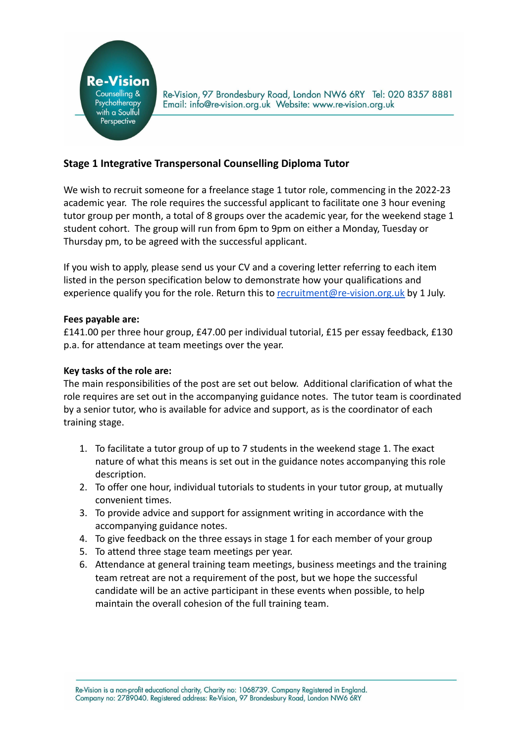Re-Vision
Counselling & Psychotherapy with a Soulful Perspective

Re-Vision, 97 Brondesbury Road, London NW6 6RY Tel: 020 8357 8881
Email: info@re-vision.org.uk Website: www.re-vision.org.uk

## Stage 1 Integrative Transpersonal Counselling Diploma Tutor

We wish to recruit someone for a freelance stage 1 tutor role, commencing in the 2022-23 academic year. The role requires the successful applicant to facilitate one 3 hour evening tutor group per month, a total of 8 groups over the academic year, for the weekend stage 1 student cohort. The group will run from 6pm to 9pm on either a Monday, Tuesday or Thursday pm, to be agreed with the successful applicant.

If you wish to apply, please send us your CV and a covering letter referring to each item listed in the person specification below to demonstrate how your qualifications and experience qualify you for the role. Return this to recruitment@re-vision.org.uk by 1 July.

**Fees payable are:**
£141.00 per three hour group, £47.00 per individual tutorial, £15 per essay feedback, £130 p.a. for attendance at team meetings over the year.

**Key tasks of the role are:**
The main responsibilities of the post are set out below. Additional clarification of what the role requires are set out in the accompanying guidance notes. The tutor team is coordinated by a senior tutor, who is available for advice and support, as is the coordinator of each training stage.

1. To facilitate a tutor group of up to 7 students in the weekend stage 1. The exact nature of what this means is set out in the guidance notes accompanying this role description.
2. To offer one hour, individual tutorials to students in your tutor group, at mutually convenient times.
3. To provide advice and support for assignment writing in accordance with the accompanying guidance notes.
4. To give feedback on the three essays in stage 1 for each member of your group
5. To attend three stage team meetings per year.
6. Attendance at general training team meetings, business meetings and the training team retreat are not a requirement of the post, but we hope the successful candidate will be an active participant in these events when possible, to help maintain the overall cohesion of the full training team.

Re-Vision is a non-profit educational charity, Charity no: 1068739. Company Registered in England. Company no: 2789040. Registered address: Re-Vision, 97 Brondesbury Road, London NW6 6RY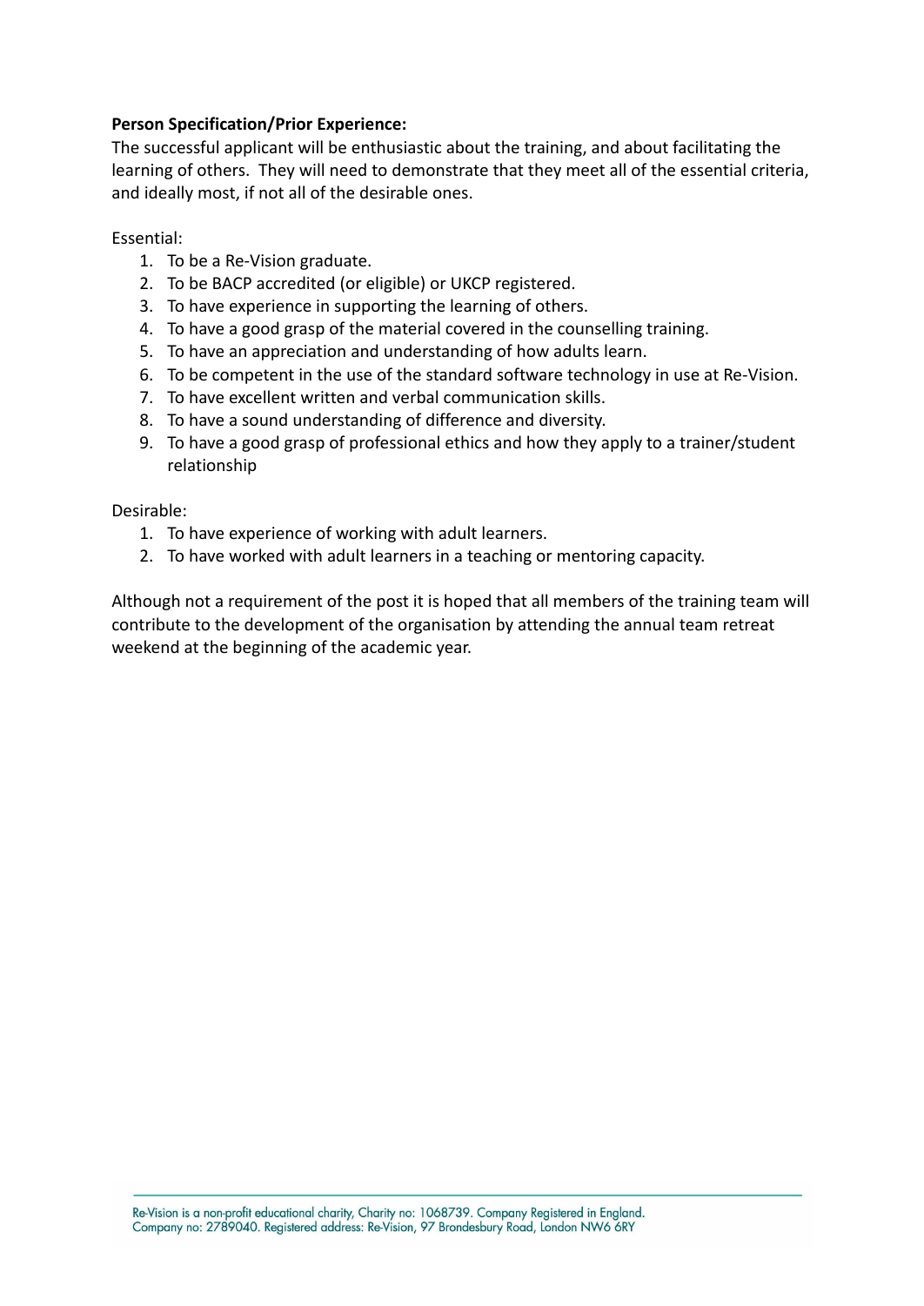**Person Specification/Prior Experience:**

The successful applicant will be enthusiastic about the training, and about facilitating the learning of others. They will need to demonstrate that they meet all of the essential criteria, and ideally most, if not all of the desirable ones.

Essential:

1. To be a Re-Vision graduate.
2. To be BACP accredited (or eligible) or UKCP registered.
3. To have experience in supporting the learning of others.
4. To have a good grasp of the material covered in the counselling training.
5. To have an appreciation and understanding of how adults learn.
6. To be competent in the use of the standard software technology in use at Re-Vision.
7. To have excellent written and verbal communication skills.
8. To have a sound understanding of difference and diversity.
9. To have a good grasp of professional ethics and how they apply to a trainer/student relationship

Desirable:

1. To have experience of working with adult learners.
2. To have worked with adult learners in a teaching or mentoring capacity.

Although not a requirement of the post it is hoped that all members of the training team will contribute to the development of the organisation by attending the annual team retreat weekend at the beginning of the academic year.